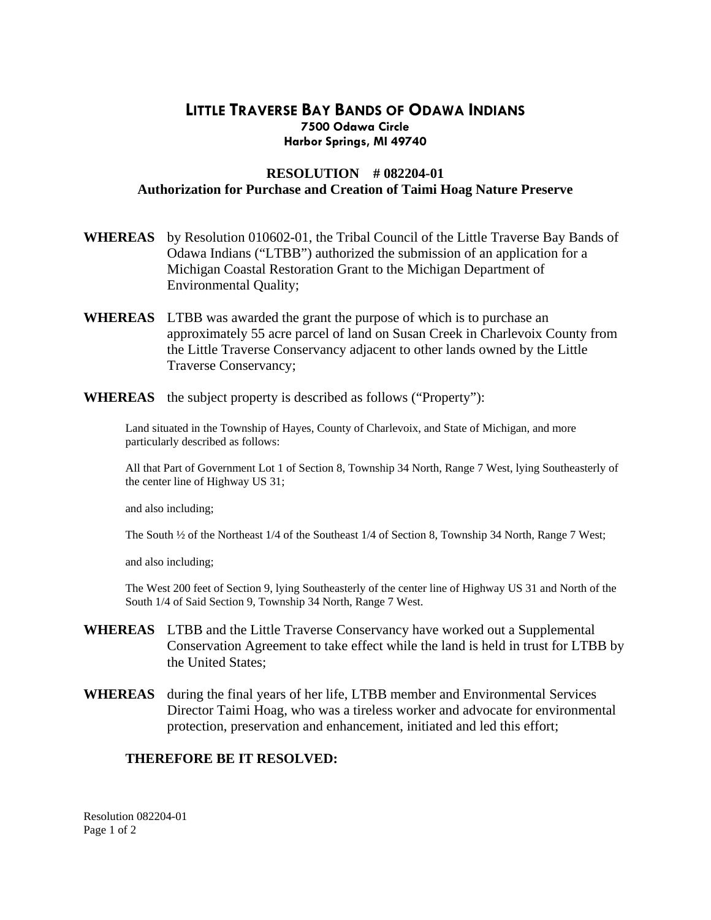# LITTLE TRAVERSE BAY BANDS OF ODAWA INDIANS

**7500 Odawa Circle**
**Harbor Springs, MI 49740**

## RESOLUTION # 082204-01
## Authorization for Purchase and Creation of Taimi Hoag Nature Preserve

**WHEREAS** by Resolution 010602-01, the Tribal Council of the Little Traverse Bay Bands of Odawa Indians ("LTBB") authorized the submission of an application for a Michigan Coastal Restoration Grant to the Michigan Department of Environmental Quality;

**WHEREAS** LTBB was awarded the grant the purpose of which is to purchase an approximately 55 acre parcel of land on Susan Creek in Charlevoix County from the Little Traverse Conservancy adjacent to other lands owned by the Little Traverse Conservancy;

**WHEREAS** the subject property is described as follows ("Property"):

> Land situated in the Township of Hayes, County of Charlevoix, and State of Michigan, and more particularly described as follows:
>
> All that Part of Government Lot 1 of Section 8, Township 34 North, Range 7 West, lying Southeasterly of the center line of Highway US 31;
>
> and also including;
>
> The South ½ of the Northeast 1/4 of the Southeast 1/4 of Section 8, Township 34 North, Range 7 West;
>
> and also including;
>
> The West 200 feet of Section 9, lying Southeasterly of the center line of Highway US 31 and North of the South 1/4 of Said Section 9, Township 34 North, Range 7 West.

**WHEREAS** LTBB and the Little Traverse Conservancy have worked out a Supplemental Conservation Agreement to take effect while the land is held in trust for LTBB by the United States;

**WHEREAS** during the final years of her life, LTBB member and Environmental Services Director Taimi Hoag, who was a tireless worker and advocate for environmental protection, preservation and enhancement, initiated and led this effort;

**THEREFORE BE IT RESOLVED:**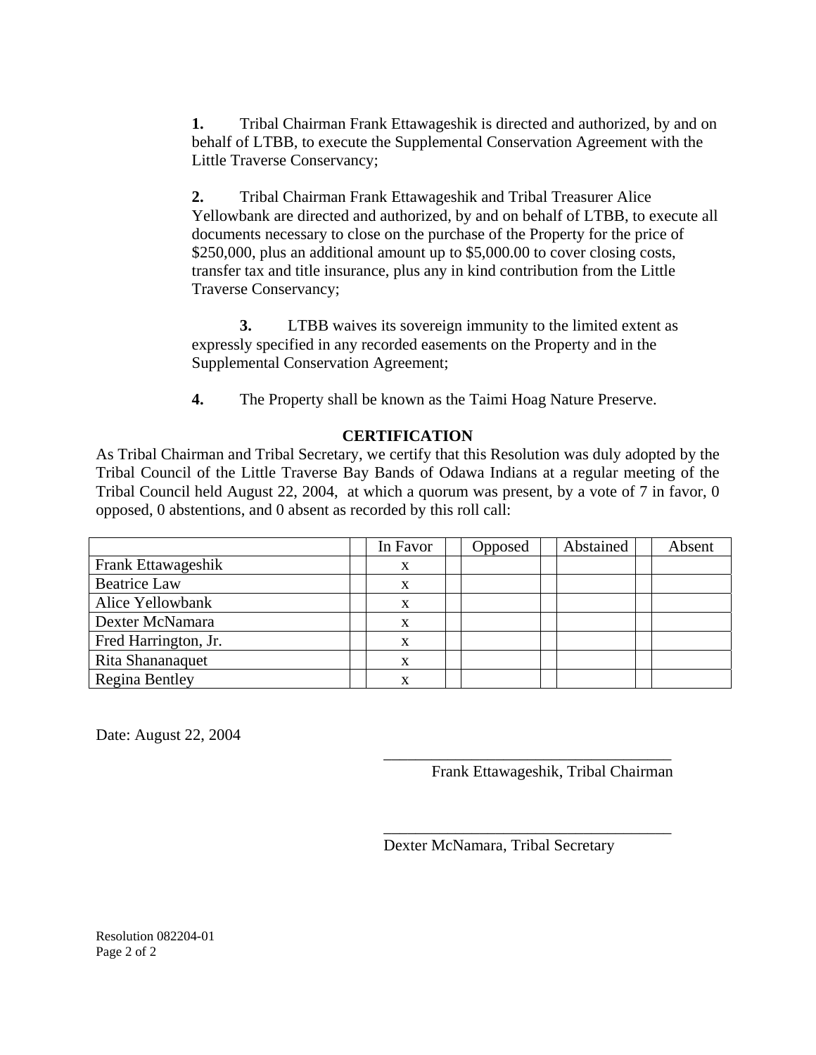**1.** Tribal Chairman Frank Ettawageshik is directed and authorized, by and on behalf of LTBB, to execute the Supplemental Conservation Agreement with the Little Traverse Conservancy;

**2.** Tribal Chairman Frank Ettawageshik and Tribal Treasurer Alice Yellowbank are directed and authorized, by and on behalf of LTBB, to execute all documents necessary to close on the purchase of the Property for the price of $250,000, plus an additional amount up to $5,000.00 to cover closing costs, transfer tax and title insurance, plus any in kind contribution from the Little Traverse Conservancy;

**3.** LTBB waives its sovereign immunity to the limited extent as expressly specified in any recorded easements on the Property and in the Supplemental Conservation Agreement;

**4.** The Property shall be known as the Taimi Hoag Nature Preserve.

## CERTIFICATION

As Tribal Chairman and Tribal Secretary, we certify that this Resolution was duly adopted by the Tribal Council of the Little Traverse Bay Bands of Odawa Indians at a regular meeting of the Tribal Council held August 22, 2004, at which a quorum was present, by a vote of 7 in favor, 0 opposed, 0 abstentions, and 0 absent as recorded by this roll call:

| | In Favor | Opposed | Abstained | Absent |
|---|---|---|---|---|
| Frank Ettawageshik | x | | | |
| Beatrice Law | x | | | |
| Alice Yellowbank | x | | | |
| Dexter McNamara | x | | | |
| Fred Harrington, Jr. | x | | | |
| Rita Shananaquet | x | | | |
| Regina Bentley | x | | | |

Date: August 22, 2004

\_\_\_\_\_\_\_\_\_\_\_\_\_\_\_\_\_\_\_\_\_\_\_\_\_\_\_\_\_\_\_\_\_\_\_\_
Frank Ettawageshik, Tribal Chairman

\_\_\_\_\_\_\_\_\_\_\_\_\_\_\_\_\_\_\_\_\_\_\_\_\_\_\_\_\_\_\_\_\_\_\_\_
Dexter McNamara, Tribal Secretary

Resolution 082204-01